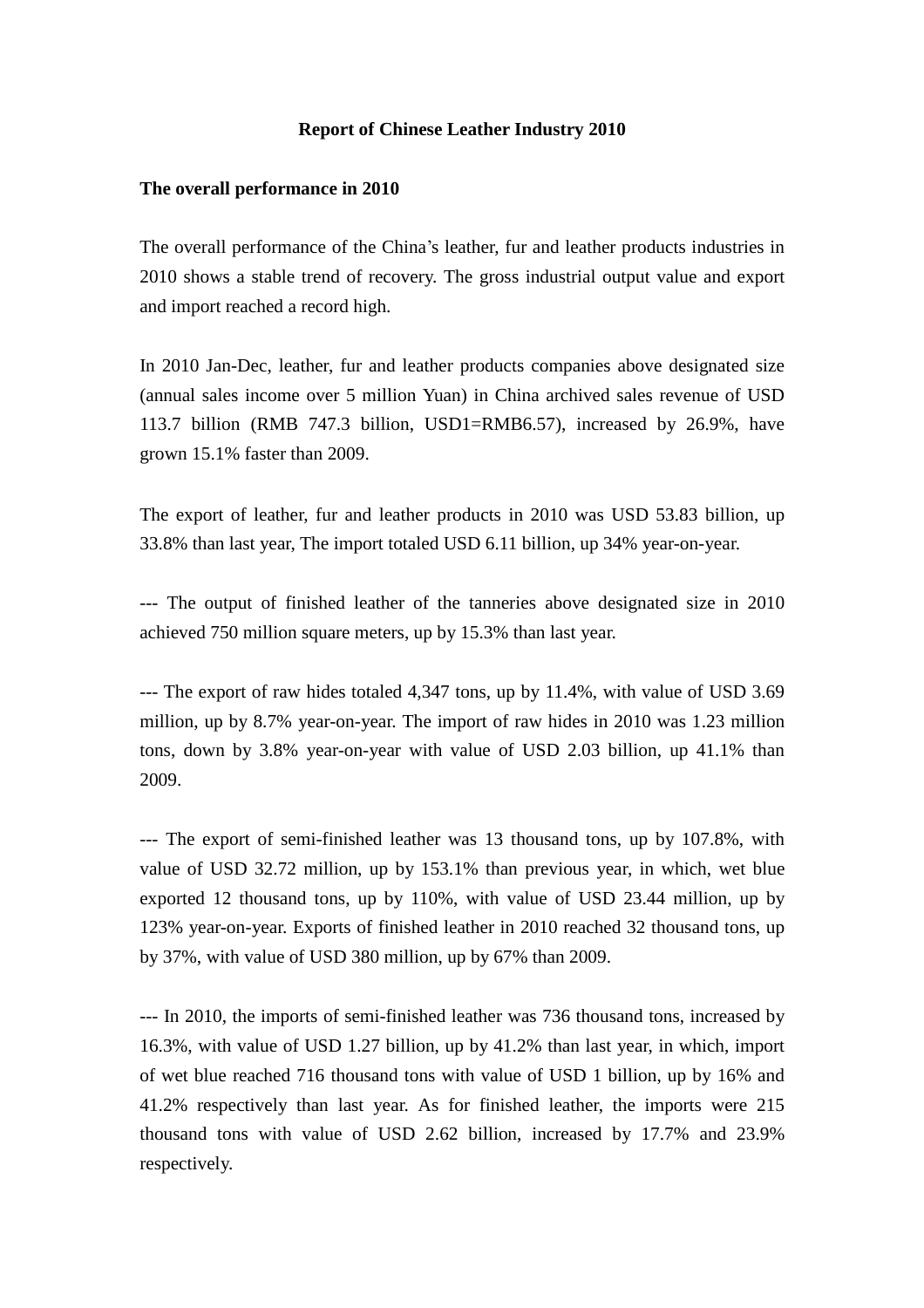# Report of Chinese Leather Industry 2010

## The overall performance in 2010

The overall performance of the China's leather, fur and leather products industries in 2010 shows a stable trend of recovery. The gross industrial output value and export and import reached a record high.

In 2010 Jan-Dec, leather, fur and leather products companies above designated size (annual sales income over 5 million Yuan) in China archived sales revenue of USD 113.7 billion (RMB 747.3 billion, USD1=RMB6.57), increased by 26.9%, have grown 15.1% faster than 2009.

The export of leather, fur and leather products in 2010 was USD 53.83 billion, up 33.8% than last year, The import totaled USD 6.11 billion, up 34% year-on-year.

--- The output of finished leather of the tanneries above designated size in 2010 achieved 750 million square meters, up by 15.3% than last year.

--- The export of raw hides totaled 4,347 tons, up by 11.4%, with value of USD 3.69 million, up by 8.7% year-on-year. The import of raw hides in 2010 was 1.23 million tons, down by 3.8% year-on-year with value of USD 2.03 billion, up 41.1% than 2009.

--- The export of semi-finished leather was 13 thousand tons, up by 107.8%, with value of USD 32.72 million, up by 153.1% than previous year, in which, wet blue exported 12 thousand tons, up by 110%, with value of USD 23.44 million, up by 123% year-on-year. Exports of finished leather in 2010 reached 32 thousand tons, up by 37%, with value of USD 380 million, up by 67% than 2009.

--- In 2010, the imports of semi-finished leather was 736 thousand tons, increased by 16.3%, with value of USD 1.27 billion, up by 41.2% than last year, in which, import of wet blue reached 716 thousand tons with value of USD 1 billion, up by 16% and 41.2% respectively than last year. As for finished leather, the imports were 215 thousand tons with value of USD 2.62 billion, increased by 17.7% and 23.9% respectively.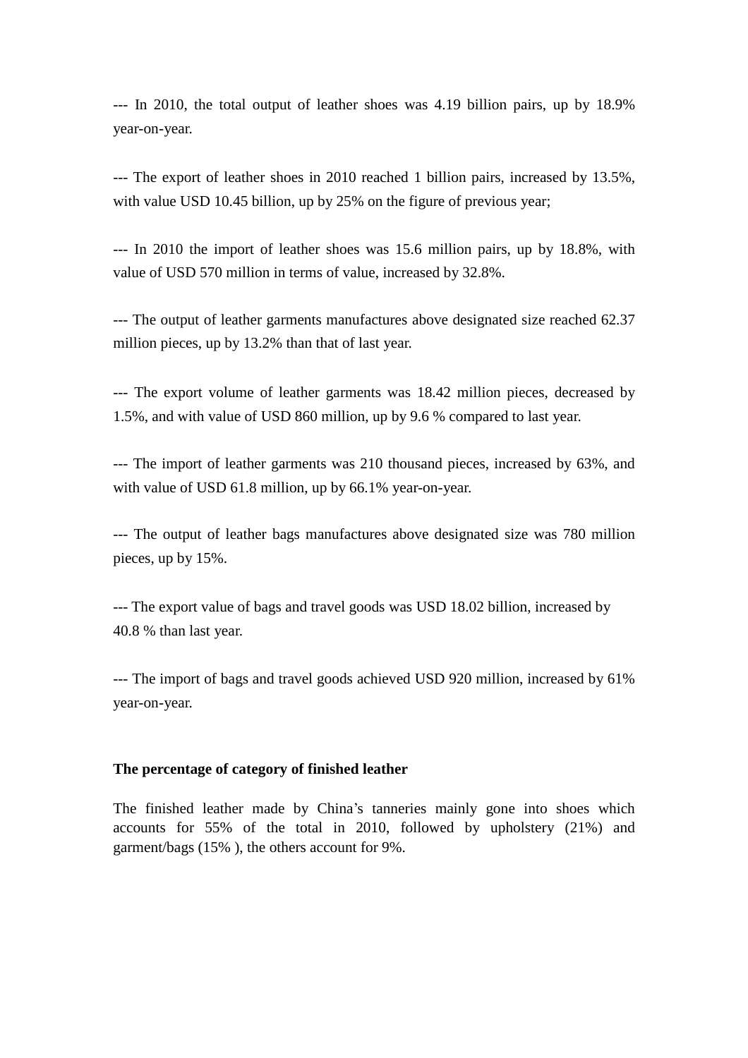--- In 2010, the total output of leather shoes was 4.19 billion pairs, up by 18.9% year-on-year.

--- The export of leather shoes in 2010 reached 1 billion pairs, increased by 13.5%, with value USD 10.45 billion, up by 25% on the figure of previous year;

--- In 2010 the import of leather shoes was 15.6 million pairs, up by 18.8%, with value of USD 570 million in terms of value, increased by 32.8%.

--- The output of leather garments manufactures above designated size reached 62.37 million pieces, up by 13.2% than that of last year.

--- The export volume of leather garments was 18.42 million pieces, decreased by 1.5%, and with value of USD 860 million, up by 9.6 % compared to last year.

--- The import of leather garments was 210 thousand pieces, increased by 63%, and with value of USD 61.8 million, up by 66.1% year-on-year.

--- The output of leather bags manufactures above designated size was 780 million pieces, up by 15%.

--- The export value of bags and travel goods was USD 18.02 billion, increased by 40.8 % than last year.

--- The import of bags and travel goods achieved USD 920 million, increased by 61% year-on-year.

**The percentage of category of finished leather**

The finished leather made by China's tanneries mainly gone into shoes which accounts for 55% of the total in 2010, followed by upholstery (21%) and garment/bags (15% ), the others account for 9%.